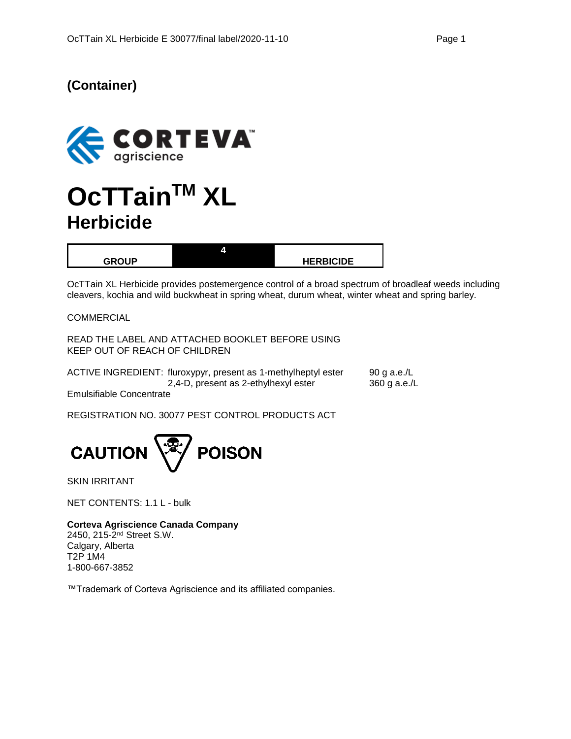**(Container)**

CORTEVA
agriscience

# OcTTain™ XL Herbicide

| GROUP | 4 | HERBICIDE |
|---|---|---|

OcTTain XL Herbicide provides postemergence control of a broad spectrum of broadleaf weeds including cleavers, kochia and wild buckwheat in spring wheat, durum wheat, winter wheat and spring barley.

COMMERCIAL

READ THE LABEL AND ATTACHED BOOKLET BEFORE USING
KEEP OUT OF REACH OF CHILDREN

ACTIVE INGREDIENT: fluroxypyr, present as 1-methylheptyl ester 90 g a.e./L
2,4-D, present as 2-ethylhexyl ester 360 g a.e./L
Emulsifiable Concentrate

REGISTRATION NO. 30077 PEST CONTROL PRODUCTS ACT

**CAUTION POISON**

SKIN IRRITANT

NET CONTENTS: 1.1 L - bulk

**Corteva Agriscience Canada Company**
2450, 215-2nd Street S.W.
Calgary, Alberta
T2P 1M4
1-800-667-3852

™Trademark of Corteva Agriscience and its affiliated companies.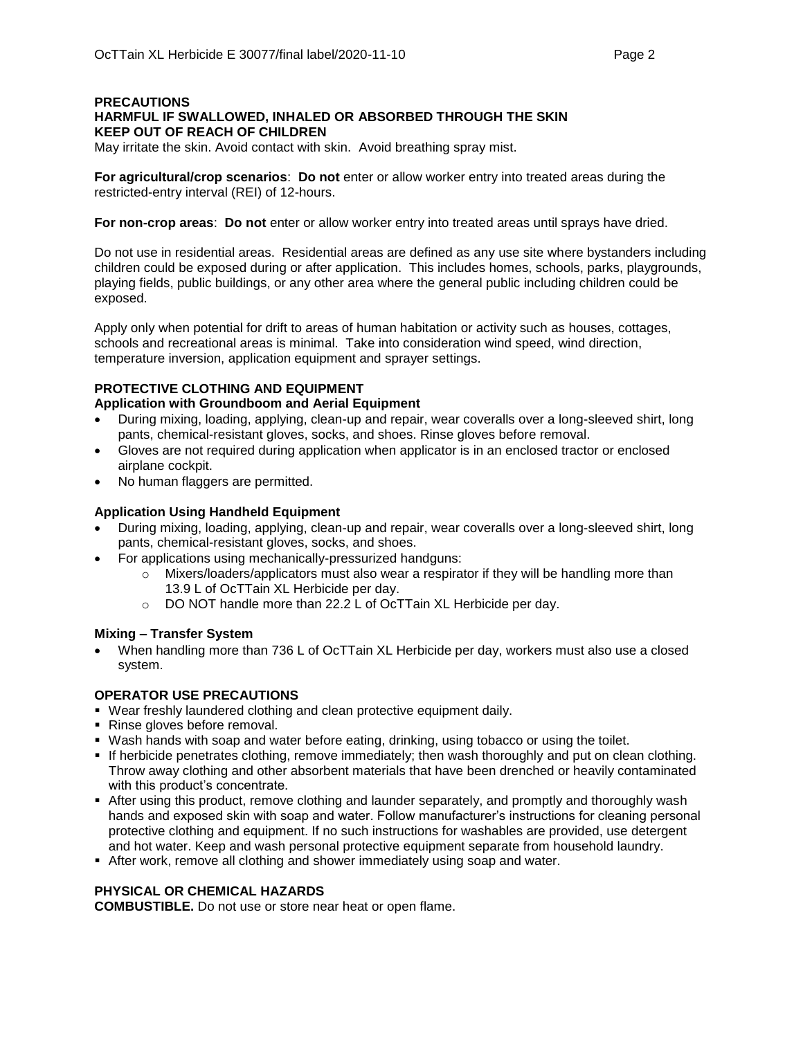## PRECAUTIONS

**HARMFUL IF SWALLOWED, INHALED OR ABSORBED THROUGH THE SKIN**
**KEEP OUT OF REACH OF CHILDREN**

May irritate the skin. Avoid contact with skin. Avoid breathing spray mist.

**For agricultural/crop scenarios**: **Do not** enter or allow worker entry into treated areas during the restricted-entry interval (REI) of 12-hours.

**For non-crop areas**: **Do not** enter or allow worker entry into treated areas until sprays have dried.

Do not use in residential areas. Residential areas are defined as any use site where bystanders including children could be exposed during or after application. This includes homes, schools, parks, playgrounds, playing fields, public buildings, or any other area where the general public including children could be exposed.

Apply only when potential for drift to areas of human habitation or activity such as houses, cottages, schools and recreational areas is minimal. Take into consideration wind speed, wind direction, temperature inversion, application equipment and sprayer settings.

## PROTECTIVE CLOTHING AND EQUIPMENT

### Application with Groundboom and Aerial Equipment

- During mixing, loading, applying, clean-up and repair, wear coveralls over a long-sleeved shirt, long pants, chemical-resistant gloves, socks, and shoes. Rinse gloves before removal.
- Gloves are not required during application when applicator is in an enclosed tractor or enclosed airplane cockpit.
- No human flaggers are permitted.

### Application Using Handheld Equipment

- During mixing, loading, applying, clean-up and repair, wear coveralls over a long-sleeved shirt, long pants, chemical-resistant gloves, socks, and shoes.
- For applications using mechanically-pressurized handguns:
  - Mixers/loaders/applicators must also wear a respirator if they will be handling more than 13.9 L of OcTTain XL Herbicide per day.
  - DO NOT handle more than 22.2 L of OcTTain XL Herbicide per day.

### Mixing – Transfer System

- When handling more than 736 L of OcTTain XL Herbicide per day, workers must also use a closed system.

## OPERATOR USE PRECAUTIONS

- Wear freshly laundered clothing and clean protective equipment daily.
- Rinse gloves before removal.
- Wash hands with soap and water before eating, drinking, using tobacco or using the toilet.
- If herbicide penetrates clothing, remove immediately; then wash thoroughly and put on clean clothing. Throw away clothing and other absorbent materials that have been drenched or heavily contaminated with this product's concentrate.
- After using this product, remove clothing and launder separately, and promptly and thoroughly wash hands and exposed skin with soap and water. Follow manufacturer's instructions for cleaning personal protective clothing and equipment. If no such instructions for washables are provided, use detergent and hot water. Keep and wash personal protective equipment separate from household laundry.
- After work, remove all clothing and shower immediately using soap and water.

## PHYSICAL OR CHEMICAL HAZARDS

**COMBUSTIBLE.** Do not use or store near heat or open flame.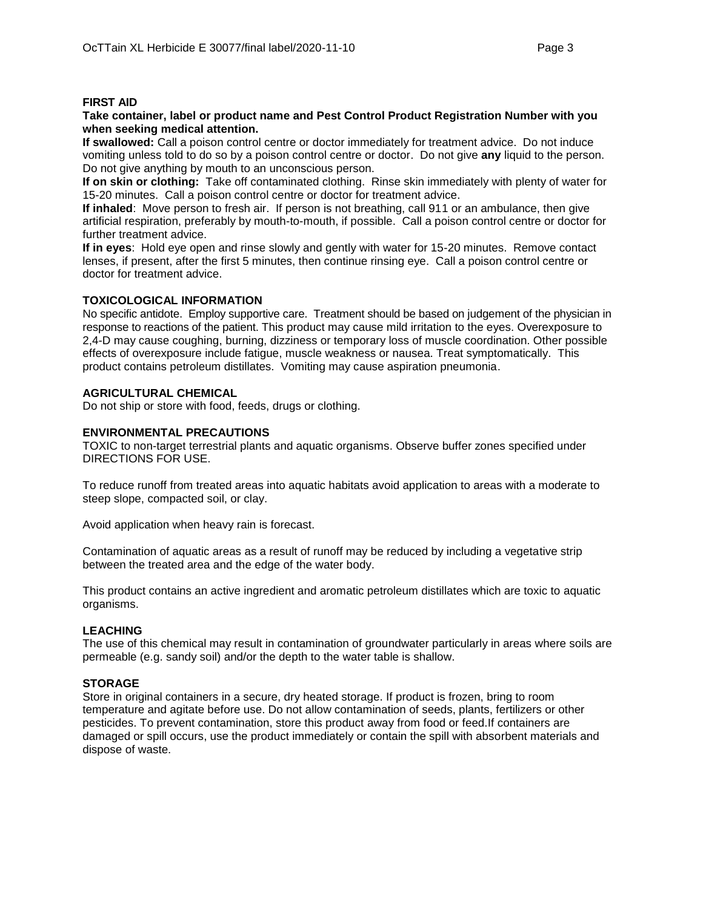## FIRST AID

**Take container, label or product name and Pest Control Product Registration Number with you when seeking medical attention.**

**If swallowed:** Call a poison control centre or doctor immediately for treatment advice. Do not induce vomiting unless told to do so by a poison control centre or doctor. Do not give **any** liquid to the person. Do not give anything by mouth to an unconscious person.

**If on skin or clothing:** Take off contaminated clothing. Rinse skin immediately with plenty of water for 15-20 minutes. Call a poison control centre or doctor for treatment advice.

**If inhaled**: Move person to fresh air. If person is not breathing, call 911 or an ambulance, then give artificial respiration, preferably by mouth-to-mouth, if possible. Call a poison control centre or doctor for further treatment advice.

**If in eyes**: Hold eye open and rinse slowly and gently with water for 15-20 minutes. Remove contact lenses, if present, after the first 5 minutes, then continue rinsing eye. Call a poison control centre or doctor for treatment advice.

## TOXICOLOGICAL INFORMATION

No specific antidote. Employ supportive care. Treatment should be based on judgement of the physician in response to reactions of the patient. This product may cause mild irritation to the eyes. Overexposure to 2,4-D may cause coughing, burning, dizziness or temporary loss of muscle coordination. Other possible effects of overexposure include fatigue, muscle weakness or nausea. Treat symptomatically. This product contains petroleum distillates. Vomiting may cause aspiration pneumonia.

## AGRICULTURAL CHEMICAL

Do not ship or store with food, feeds, drugs or clothing.

## ENVIRONMENTAL PRECAUTIONS

TOXIC to non-target terrestrial plants and aquatic organisms. Observe buffer zones specified under DIRECTIONS FOR USE.

To reduce runoff from treated areas into aquatic habitats avoid application to areas with a moderate to steep slope, compacted soil, or clay.

Avoid application when heavy rain is forecast.

Contamination of aquatic areas as a result of runoff may be reduced by including a vegetative strip between the treated area and the edge of the water body.

This product contains an active ingredient and aromatic petroleum distillates which are toxic to aquatic organisms.

## LEACHING

The use of this chemical may result in contamination of groundwater particularly in areas where soils are permeable (e.g. sandy soil) and/or the depth to the water table is shallow.

## STORAGE

Store in original containers in a secure, dry heated storage. If product is frozen, bring to room temperature and agitate before use. Do not allow contamination of seeds, plants, fertilizers or other pesticides. To prevent contamination, store this product away from food or feed.If containers are damaged or spill occurs, use the product immediately or contain the spill with absorbent materials and dispose of waste.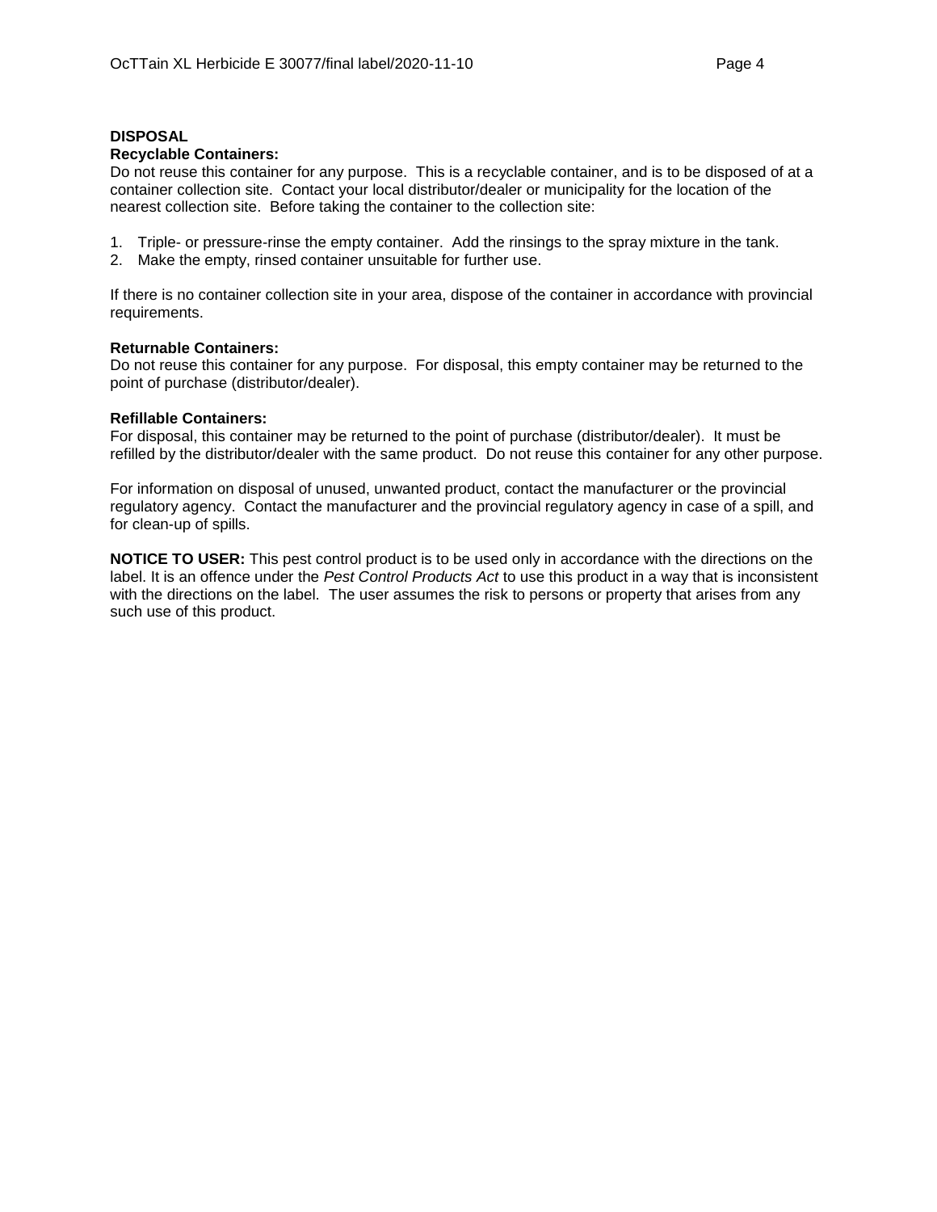**DISPOSAL**

**Recyclable Containers:**

Do not reuse this container for any purpose. This is a recyclable container, and is to be disposed of at a container collection site. Contact your local distributor/dealer or municipality for the location of the nearest collection site. Before taking the container to the collection site:

1. Triple- or pressure-rinse the empty container. Add the rinsings to the spray mixture in the tank.
2. Make the empty, rinsed container unsuitable for further use.

If there is no container collection site in your area, dispose of the container in accordance with provincial requirements.

**Returnable Containers:**

Do not reuse this container for any purpose. For disposal, this empty container may be returned to the point of purchase (distributor/dealer).

**Refillable Containers:**

For disposal, this container may be returned to the point of purchase (distributor/dealer). It must be refilled by the distributor/dealer with the same product. Do not reuse this container for any other purpose.

For information on disposal of unused, unwanted product, contact the manufacturer or the provincial regulatory agency. Contact the manufacturer and the provincial regulatory agency in case of a spill, and for clean-up of spills.

**NOTICE TO USER:** This pest control product is to be used only in accordance with the directions on the label. It is an offence under the *Pest Control Products Act* to use this product in a way that is inconsistent with the directions on the label. The user assumes the risk to persons or property that arises from any such use of this product.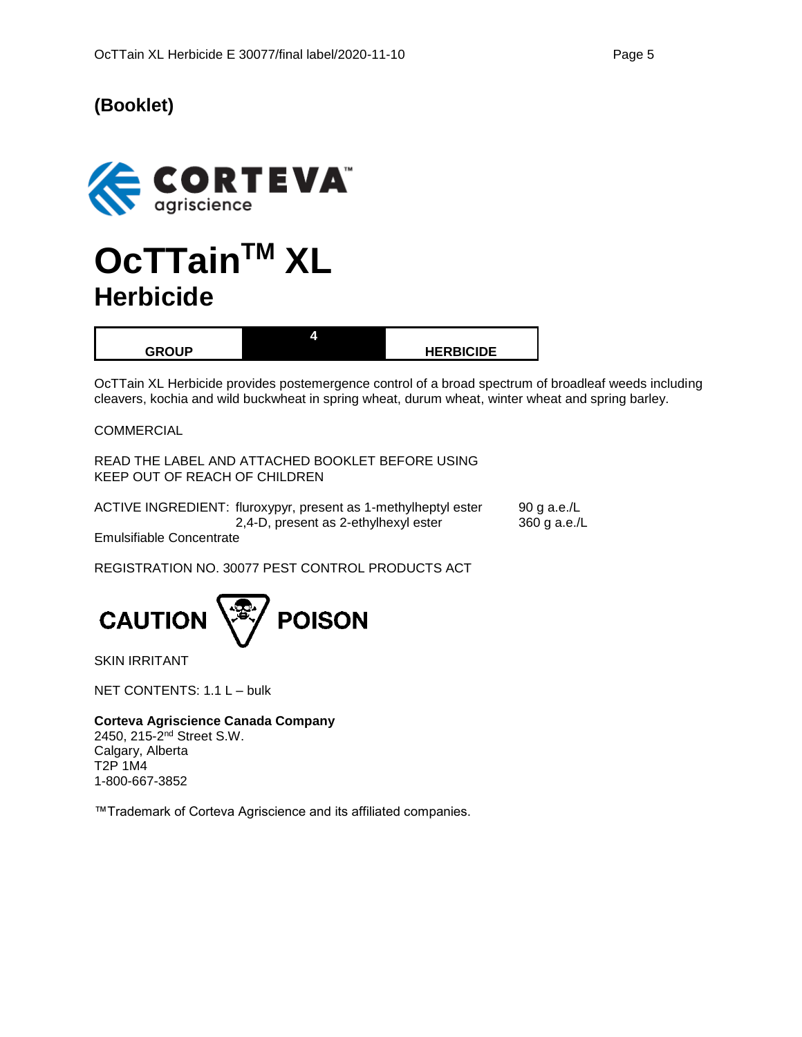**(Booklet)**

CORTEVA agriscience

# OcTTain™ XL Herbicide

| GROUP | 4 | HERBICIDE |
|---|---|---|

OcTTain XL Herbicide provides postemergence control of a broad spectrum of broadleaf weeds including cleavers, kochia and wild buckwheat in spring wheat, durum wheat, winter wheat and spring barley.

COMMERCIAL

READ THE LABEL AND ATTACHED BOOKLET BEFORE USING
KEEP OUT OF REACH OF CHILDREN

| ACTIVE INGREDIENT: | fluroxypyr, present as 1-methylheptyl ester | 90 g a.e./L |
|---|---|---|
| | 2,4-D, present as 2-ethylhexyl ester | 360 g a.e./L |

Emulsifiable Concentrate

REGISTRATION NO. 30077 PEST CONTROL PRODUCTS ACT

CAUTION POISON

SKIN IRRITANT

NET CONTENTS: 1.1 L – bulk

**Corteva Agriscience Canada Company**
2450, 215-2nd Street S.W.
Calgary, Alberta
T2P 1M4
1-800-667-3852

™Trademark of Corteva Agriscience and its affiliated companies.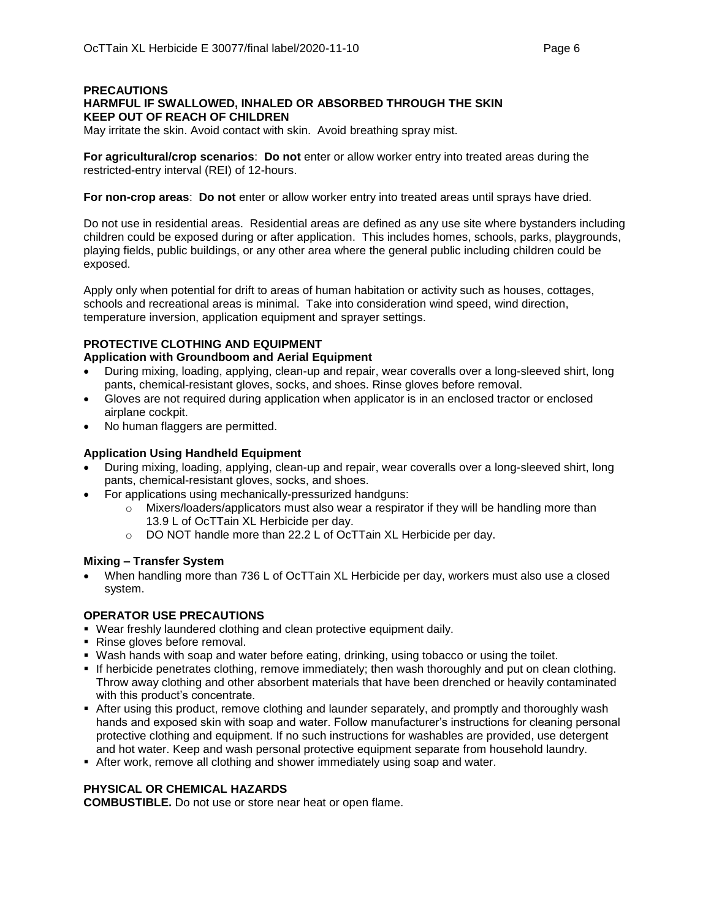## PRECAUTIONS

**HARMFUL IF SWALLOWED, INHALED OR ABSORBED THROUGH THE SKIN**
**KEEP OUT OF REACH OF CHILDREN**

May irritate the skin. Avoid contact with skin. Avoid breathing spray mist.

**For agricultural/crop scenarios**: **Do not** enter or allow worker entry into treated areas during the restricted-entry interval (REI) of 12-hours.

**For non-crop areas**: **Do not** enter or allow worker entry into treated areas until sprays have dried.

Do not use in residential areas. Residential areas are defined as any use site where bystanders including children could be exposed during or after application. This includes homes, schools, parks, playgrounds, playing fields, public buildings, or any other area where the general public including children could be exposed.

Apply only when potential for drift to areas of human habitation or activity such as houses, cottages, schools and recreational areas is minimal. Take into consideration wind speed, wind direction, temperature inversion, application equipment and sprayer settings.

## PROTECTIVE CLOTHING AND EQUIPMENT

**Application with Groundboom and Aerial Equipment**

- During mixing, loading, applying, clean-up and repair, wear coveralls over a long-sleeved shirt, long pants, chemical-resistant gloves, socks, and shoes. Rinse gloves before removal.
- Gloves are not required during application when applicator is in an enclosed tractor or enclosed airplane cockpit.
- No human flaggers are permitted.

**Application Using Handheld Equipment**

- During mixing, loading, applying, clean-up and repair, wear coveralls over a long-sleeved shirt, long pants, chemical-resistant gloves, socks, and shoes.
- For applications using mechanically-pressurized handguns:
  - Mixers/loaders/applicators must also wear a respirator if they will be handling more than 13.9 L of OcTTain XL Herbicide per day.
  - DO NOT handle more than 22.2 L of OcTTain XL Herbicide per day.

**Mixing – Transfer System**

- When handling more than 736 L of OcTTain XL Herbicide per day, workers must also use a closed system.

## OPERATOR USE PRECAUTIONS

- Wear freshly laundered clothing and clean protective equipment daily.
- Rinse gloves before removal.
- Wash hands with soap and water before eating, drinking, using tobacco or using the toilet.
- If herbicide penetrates clothing, remove immediately; then wash thoroughly and put on clean clothing. Throw away clothing and other absorbent materials that have been drenched or heavily contaminated with this product's concentrate.
- After using this product, remove clothing and launder separately, and promptly and thoroughly wash hands and exposed skin with soap and water. Follow manufacturer's instructions for cleaning personal protective clothing and equipment. If no such instructions for washables are provided, use detergent and hot water. Keep and wash personal protective equipment separate from household laundry.
- After work, remove all clothing and shower immediately using soap and water.

## PHYSICAL OR CHEMICAL HAZARDS

**COMBUSTIBLE.** Do not use or store near heat or open flame.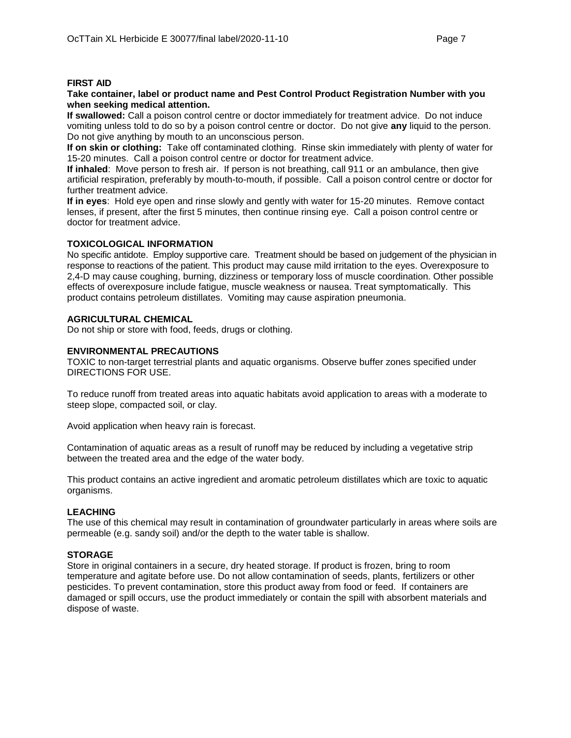## FIRST AID

**Take container, label or product name and Pest Control Product Registration Number with you when seeking medical attention.**

**If swallowed:** Call a poison control centre or doctor immediately for treatment advice. Do not induce vomiting unless told to do so by a poison control centre or doctor. Do not give **any** liquid to the person. Do not give anything by mouth to an unconscious person.

**If on skin or clothing:** Take off contaminated clothing. Rinse skin immediately with plenty of water for 15-20 minutes. Call a poison control centre or doctor for treatment advice.

**If inhaled**: Move person to fresh air. If person is not breathing, call 911 or an ambulance, then give artificial respiration, preferably by mouth-to-mouth, if possible. Call a poison control centre or doctor for further treatment advice.

**If in eyes**: Hold eye open and rinse slowly and gently with water for 15-20 minutes. Remove contact lenses, if present, after the first 5 minutes, then continue rinsing eye. Call a poison control centre or doctor for treatment advice.

## TOXICOLOGICAL INFORMATION

No specific antidote. Employ supportive care. Treatment should be based on judgement of the physician in response to reactions of the patient. This product may cause mild irritation to the eyes. Overexposure to 2,4-D may cause coughing, burning, dizziness or temporary loss of muscle coordination. Other possible effects of overexposure include fatigue, muscle weakness or nausea. Treat symptomatically. This product contains petroleum distillates. Vomiting may cause aspiration pneumonia.

## AGRICULTURAL CHEMICAL

Do not ship or store with food, feeds, drugs or clothing.

## ENVIRONMENTAL PRECAUTIONS

TOXIC to non-target terrestrial plants and aquatic organisms. Observe buffer zones specified under DIRECTIONS FOR USE.

To reduce runoff from treated areas into aquatic habitats avoid application to areas with a moderate to steep slope, compacted soil, or clay.

Avoid application when heavy rain is forecast.

Contamination of aquatic areas as a result of runoff may be reduced by including a vegetative strip between the treated area and the edge of the water body.

This product contains an active ingredient and aromatic petroleum distillates which are toxic to aquatic organisms.

## LEACHING

The use of this chemical may result in contamination of groundwater particularly in areas where soils are permeable (e.g. sandy soil) and/or the depth to the water table is shallow.

## STORAGE

Store in original containers in a secure, dry heated storage. If product is frozen, bring to room temperature and agitate before use. Do not allow contamination of seeds, plants, fertilizers or other pesticides. To prevent contamination, store this product away from food or feed. If containers are damaged or spill occurs, use the product immediately or contain the spill with absorbent materials and dispose of waste.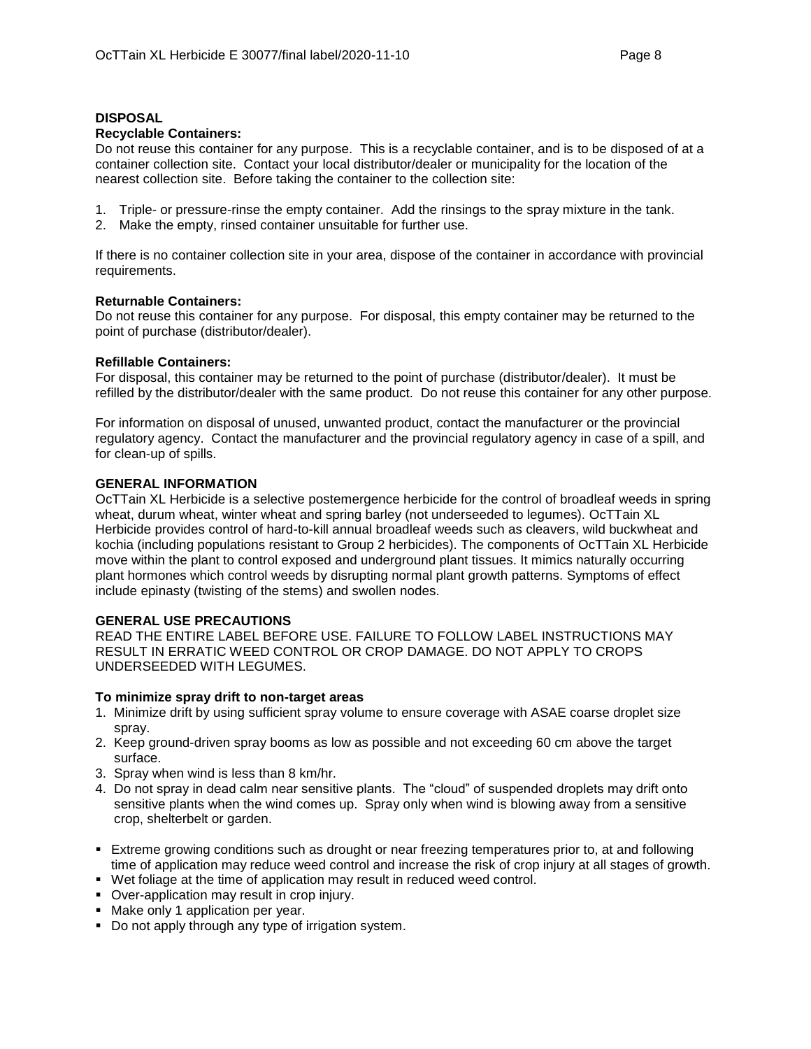## DISPOSAL

### Recyclable Containers:

Do not reuse this container for any purpose. This is a recyclable container, and is to be disposed of at a container collection site. Contact your local distributor/dealer or municipality for the location of the nearest collection site. Before taking the container to the collection site:

1. Triple- or pressure-rinse the empty container. Add the rinsings to the spray mixture in the tank.
2. Make the empty, rinsed container unsuitable for further use.

If there is no container collection site in your area, dispose of the container in accordance with provincial requirements.

### Returnable Containers:

Do not reuse this container for any purpose. For disposal, this empty container may be returned to the point of purchase (distributor/dealer).

### Refillable Containers:

For disposal, this container may be returned to the point of purchase (distributor/dealer). It must be refilled by the distributor/dealer with the same product. Do not reuse this container for any other purpose.

For information on disposal of unused, unwanted product, contact the manufacturer or the provincial regulatory agency. Contact the manufacturer and the provincial regulatory agency in case of a spill, and for clean-up of spills.

## GENERAL INFORMATION

OcTTain XL Herbicide is a selective postemergence herbicide for the control of broadleaf weeds in spring wheat, durum wheat, winter wheat and spring barley (not underseeded to legumes). OcTTain XL Herbicide provides control of hard-to-kill annual broadleaf weeds such as cleavers, wild buckwheat and kochia (including populations resistant to Group 2 herbicides). The components of OcTTain XL Herbicide move within the plant to control exposed and underground plant tissues. It mimics naturally occurring plant hormones which control weeds by disrupting normal plant growth patterns. Symptoms of effect include epinasty (twisting of the stems) and swollen nodes.

## GENERAL USE PRECAUTIONS

READ THE ENTIRE LABEL BEFORE USE. FAILURE TO FOLLOW LABEL INSTRUCTIONS MAY RESULT IN ERRATIC WEED CONTROL OR CROP DAMAGE. DO NOT APPLY TO CROPS UNDERSEEDED WITH LEGUMES.

### To minimize spray drift to non-target areas

1. Minimize drift by using sufficient spray volume to ensure coverage with ASAE coarse droplet size spray.
2. Keep ground-driven spray booms as low as possible and not exceeding 60 cm above the target surface.
3. Spray when wind is less than 8 km/hr.
4. Do not spray in dead calm near sensitive plants. The "cloud" of suspended droplets may drift onto sensitive plants when the wind comes up. Spray only when wind is blowing away from a sensitive crop, shelterbelt or garden.

- Extreme growing conditions such as drought or near freezing temperatures prior to, at and following time of application may reduce weed control and increase the risk of crop injury at all stages of growth.
- Wet foliage at the time of application may result in reduced weed control.
- Over-application may result in crop injury.
- Make only 1 application per year.
- Do not apply through any type of irrigation system.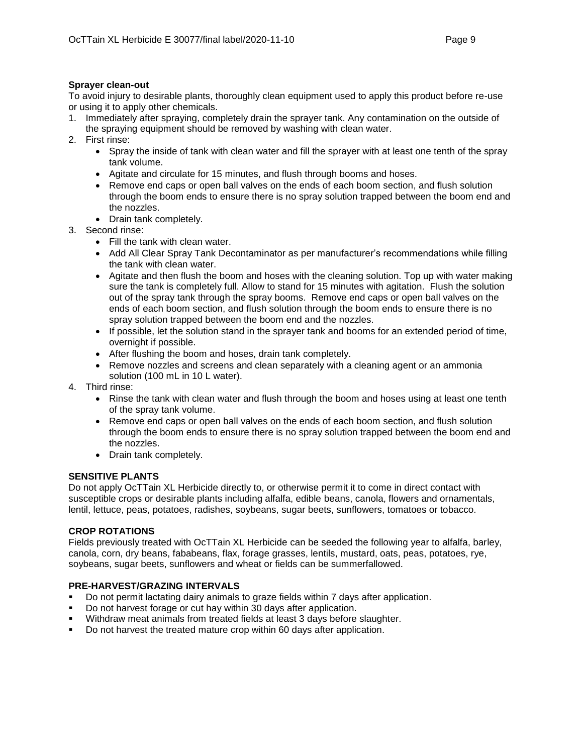**Sprayer clean-out**

To avoid injury to desirable plants, thoroughly clean equipment used to apply this product before re-use or using it to apply other chemicals.

1. Immediately after spraying, completely drain the sprayer tank. Any contamination on the outside of the spraying equipment should be removed by washing with clean water.
2. First rinse:
    - Spray the inside of tank with clean water and fill the sprayer with at least one tenth of the spray tank volume.
    - Agitate and circulate for 15 minutes, and flush through booms and hoses.
    - Remove end caps or open ball valves on the ends of each boom section, and flush solution through the boom ends to ensure there is no spray solution trapped between the boom end and the nozzles.
    - Drain tank completely.
3. Second rinse:
    - Fill the tank with clean water.
    - Add All Clear Spray Tank Decontaminator as per manufacturer's recommendations while filling the tank with clean water.
    - Agitate and then flush the boom and hoses with the cleaning solution. Top up with water making sure the tank is completely full. Allow to stand for 15 minutes with agitation. Flush the solution out of the spray tank through the spray booms. Remove end caps or open ball valves on the ends of each boom section, and flush solution through the boom ends to ensure there is no spray solution trapped between the boom end and the nozzles.
    - If possible, let the solution stand in the sprayer tank and booms for an extended period of time, overnight if possible.
    - After flushing the boom and hoses, drain tank completely.
    - Remove nozzles and screens and clean separately with a cleaning agent or an ammonia solution (100 mL in 10 L water).
4. Third rinse:
    - Rinse the tank with clean water and flush through the boom and hoses using at least one tenth of the spray tank volume.
    - Remove end caps or open ball valves on the ends of each boom section, and flush solution through the boom ends to ensure there is no spray solution trapped between the boom end and the nozzles.
    - Drain tank completely.

**SENSITIVE PLANTS**

Do not apply OcTTain XL Herbicide directly to, or otherwise permit it to come in direct contact with susceptible crops or desirable plants including alfalfa, edible beans, canola, flowers and ornamentals, lentil, lettuce, peas, potatoes, radishes, soybeans, sugar beets, sunflowers, tomatoes or tobacco.

**CROP ROTATIONS**

Fields previously treated with OcTTain XL Herbicide can be seeded the following year to alfalfa, barley, canola, corn, dry beans, fababeans, flax, forage grasses, lentils, mustard, oats, peas, potatoes, rye, soybeans, sugar beets, sunflowers and wheat or fields can be summerfallowed.

**PRE-HARVEST/GRAZING INTERVALS**

- Do not permit lactating dairy animals to graze fields within 7 days after application.
- Do not harvest forage or cut hay within 30 days after application.
- Withdraw meat animals from treated fields at least 3 days before slaughter.
- Do not harvest the treated mature crop within 60 days after application.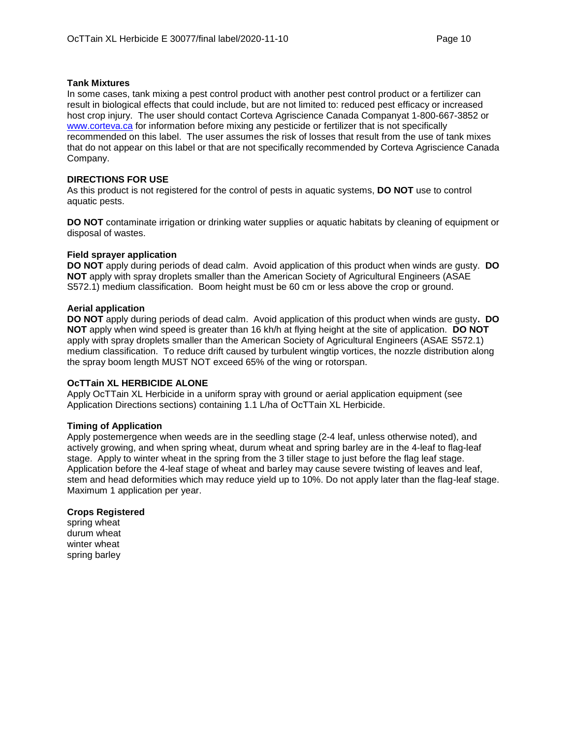**Tank Mixtures**

In some cases, tank mixing a pest control product with another pest control product or a fertilizer can result in biological effects that could include, but are not limited to: reduced pest efficacy or increased host crop injury. The user should contact Corteva Agriscience Canada Companyat 1-800-667-3852 or www.corteva.ca for information before mixing any pesticide or fertilizer that is not specifically recommended on this label. The user assumes the risk of losses that result from the use of tank mixes that do not appear on this label or that are not specifically recommended by Corteva Agriscience Canada Company.

**DIRECTIONS FOR USE**

As this product is not registered for the control of pests in aquatic systems, **DO NOT** use to control aquatic pests.

**DO NOT** contaminate irrigation or drinking water supplies or aquatic habitats by cleaning of equipment or disposal of wastes.

**Field sprayer application**

**DO NOT** apply during periods of dead calm. Avoid application of this product when winds are gusty. **DO NOT** apply with spray droplets smaller than the American Society of Agricultural Engineers (ASAE S572.1) medium classification. Boom height must be 60 cm or less above the crop or ground.

**Aerial application**

**DO NOT** apply during periods of dead calm. Avoid application of this product when winds are gusty**. DO NOT** apply when wind speed is greater than 16 kh/h at flying height at the site of application. **DO NOT** apply with spray droplets smaller than the American Society of Agricultural Engineers (ASAE S572.1) medium classification. To reduce drift caused by turbulent wingtip vortices, the nozzle distribution along the spray boom length MUST NOT exceed 65% of the wing or rotorspan.

**OcTTain XL HERBICIDE ALONE**

Apply OcTTain XL Herbicide in a uniform spray with ground or aerial application equipment (see Application Directions sections) containing 1.1 L/ha of OcTTain XL Herbicide.

**Timing of Application**

Apply postemergence when weeds are in the seedling stage (2-4 leaf, unless otherwise noted), and actively growing, and when spring wheat, durum wheat and spring barley are in the 4-leaf to flag-leaf stage. Apply to winter wheat in the spring from the 3 tiller stage to just before the flag leaf stage. Application before the 4-leaf stage of wheat and barley may cause severe twisting of leaves and leaf, stem and head deformities which may reduce yield up to 10%. Do not apply later than the flag-leaf stage. Maximum 1 application per year.

**Crops Registered**

spring wheat
durum wheat
winter wheat
spring barley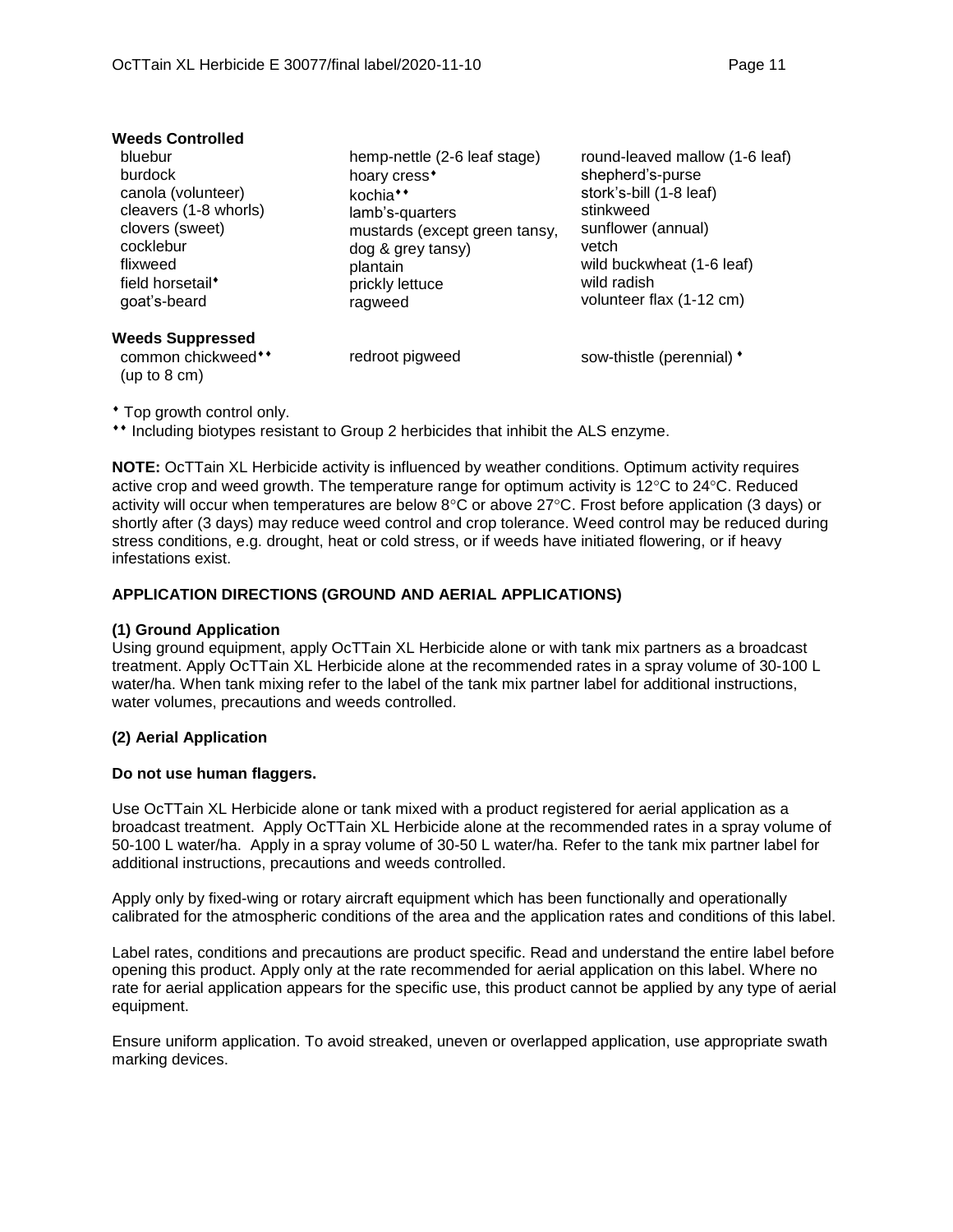**Weeds Controlled**

- bluebur
- burdock
- canola (volunteer)
- cleavers (1-8 whorls)
- clovers (sweet)
- cocklebur
- flixweed
- field horsetail♦
- goat's-beard
- hemp-nettle (2-6 leaf stage)
- hoary cress♦
- kochia♦♦
- lamb's-quarters
- mustards (except green tansy, dog & grey tansy)
- plantain
- prickly lettuce
- ragweed
- round-leaved mallow (1-6 leaf)
- shepherd's-purse
- stork's-bill (1-8 leaf)
- stinkweed
- sunflower (annual)
- vetch
- wild buckwheat (1-6 leaf)
- wild radish
- volunteer flax (1-12 cm)

**Weeds Suppressed**

- common chickweed♦♦ (up to 8 cm)
- redroot pigweed
- sow-thistle (perennial) ♦

♦ Top growth control only.

♦♦ Including biotypes resistant to Group 2 herbicides that inhibit the ALS enzyme.

**NOTE:** OcTTain XL Herbicide activity is influenced by weather conditions. Optimum activity requires active crop and weed growth. The temperature range for optimum activity is 12°C to 24°C. Reduced activity will occur when temperatures are below 8°C or above 27°C. Frost before application (3 days) or shortly after (3 days) may reduce weed control and crop tolerance. Weed control may be reduced during stress conditions, e.g. drought, heat or cold stress, or if weeds have initiated flowering, or if heavy infestations exist.

## APPLICATION DIRECTIONS (GROUND AND AERIAL APPLICATIONS)

### (1) Ground Application

Using ground equipment, apply OcTTain XL Herbicide alone or with tank mix partners as a broadcast treatment. Apply OcTTain XL Herbicide alone at the recommended rates in a spray volume of 30-100 L water/ha. When tank mixing refer to the label of the tank mix partner label for additional instructions, water volumes, precautions and weeds controlled.

### (2) Aerial Application

**Do not use human flaggers.**

Use OcTTain XL Herbicide alone or tank mixed with a product registered for aerial application as a broadcast treatment. Apply OcTTain XL Herbicide alone at the recommended rates in a spray volume of 50-100 L water/ha. Apply in a spray volume of 30-50 L water/ha. Refer to the tank mix partner label for additional instructions, precautions and weeds controlled.

Apply only by fixed-wing or rotary aircraft equipment which has been functionally and operationally calibrated for the atmospheric conditions of the area and the application rates and conditions of this label.

Label rates, conditions and precautions are product specific. Read and understand the entire label before opening this product. Apply only at the rate recommended for aerial application on this label. Where no rate for aerial application appears for the specific use, this product cannot be applied by any type of aerial equipment.

Ensure uniform application. To avoid streaked, uneven or overlapped application, use appropriate swath marking devices.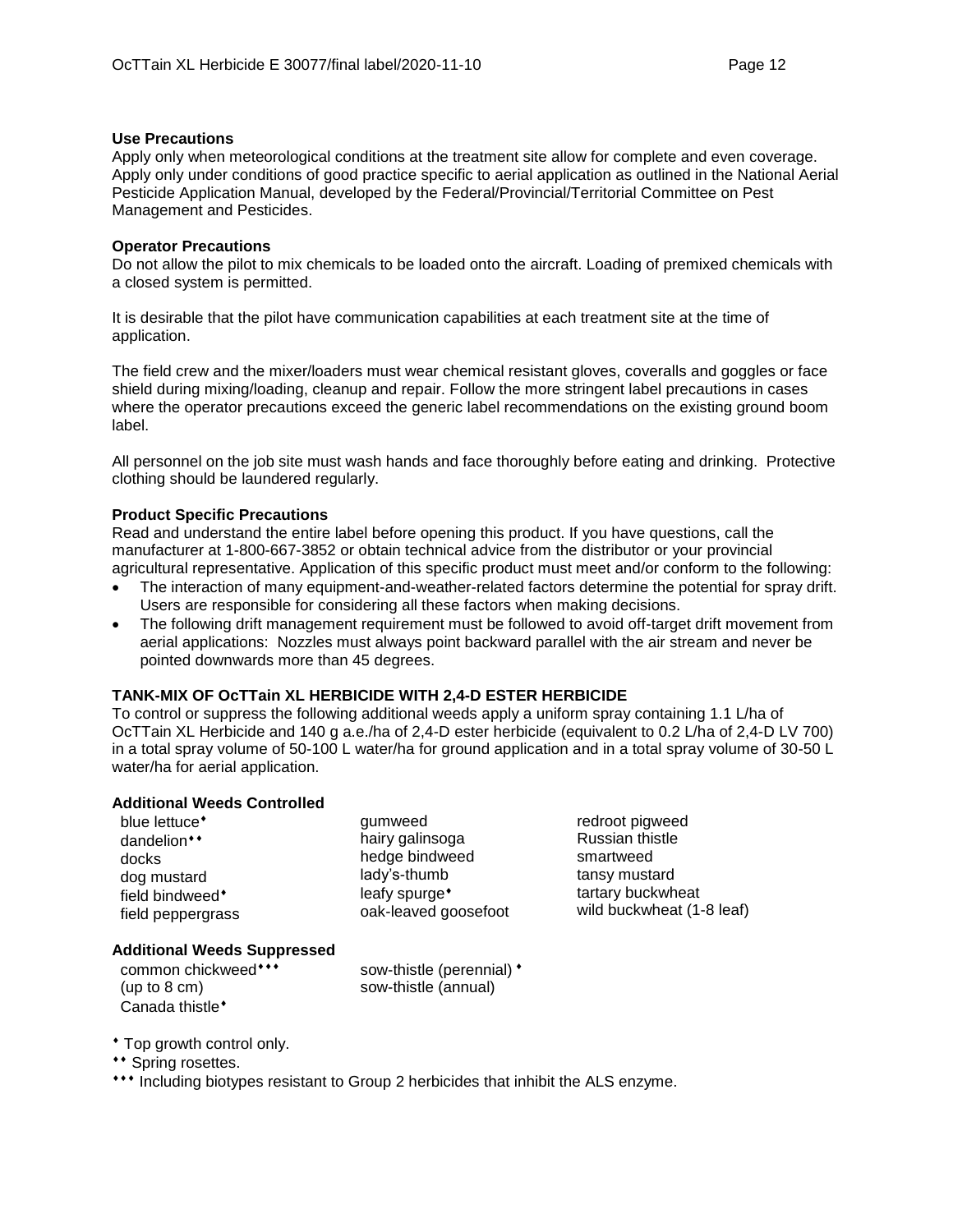**Use Precautions**

Apply only when meteorological conditions at the treatment site allow for complete and even coverage. Apply only under conditions of good practice specific to aerial application as outlined in the National Aerial Pesticide Application Manual, developed by the Federal/Provincial/Territorial Committee on Pest Management and Pesticides.

**Operator Precautions**

Do not allow the pilot to mix chemicals to be loaded onto the aircraft. Loading of premixed chemicals with a closed system is permitted.

It is desirable that the pilot have communication capabilities at each treatment site at the time of application.

The field crew and the mixer/loaders must wear chemical resistant gloves, coveralls and goggles or face shield during mixing/loading, cleanup and repair. Follow the more stringent label precautions in cases where the operator precautions exceed the generic label recommendations on the existing ground boom label.

All personnel on the job site must wash hands and face thoroughly before eating and drinking. Protective clothing should be laundered regularly.

**Product Specific Precautions**

Read and understand the entire label before opening this product. If you have questions, call the manufacturer at 1-800-667-3852 or obtain technical advice from the distributor or your provincial agricultural representative. Application of this specific product must meet and/or conform to the following:

- The interaction of many equipment-and-weather-related factors determine the potential for spray drift. Users are responsible for considering all these factors when making decisions.
- The following drift management requirement must be followed to avoid off-target drift movement from aerial applications: Nozzles must always point backward parallel with the air stream and never be pointed downwards more than 45 degrees.

**TANK-MIX OF OcTTain XL HERBICIDE WITH 2,4-D ESTER HERBICIDE**

To control or suppress the following additional weeds apply a uniform spray containing 1.1 L/ha of OcTTain XL Herbicide and 140 g a.e./ha of 2,4-D ester herbicide (equivalent to 0.2 L/ha of 2,4-D LV 700) in a total spray volume of 50-100 L water/ha for ground application and in a total spray volume of 30-50 L water/ha for aerial application.

**Additional Weeds Controlled**

| | | |
|---|---|---|
| blue lettuce⬩ | gumweed | redroot pigweed |
| dandelion⬩⬩ | hairy galinsoga | Russian thistle |
| docks | hedge bindweed | smartweed |
| dog mustard | lady's-thumb | tansy mustard |
| field bindweed⬩ | leafy spurge⬩ | tartary buckwheat |
| field peppergrass | oak-leaved goosefoot | wild buckwheat (1-8 leaf) |

**Additional Weeds Suppressed**

| | |
|---|---|
| common chickweed⬩⬩⬩ (up to 8 cm) | sow-thistle (perennial) ⬩ |
| Canada thistle⬩ | sow-thistle (annual) |

⬩ Top growth control only.

⬩⬩ Spring rosettes.

⬩⬩⬩ Including biotypes resistant to Group 2 herbicides that inhibit the ALS enzyme.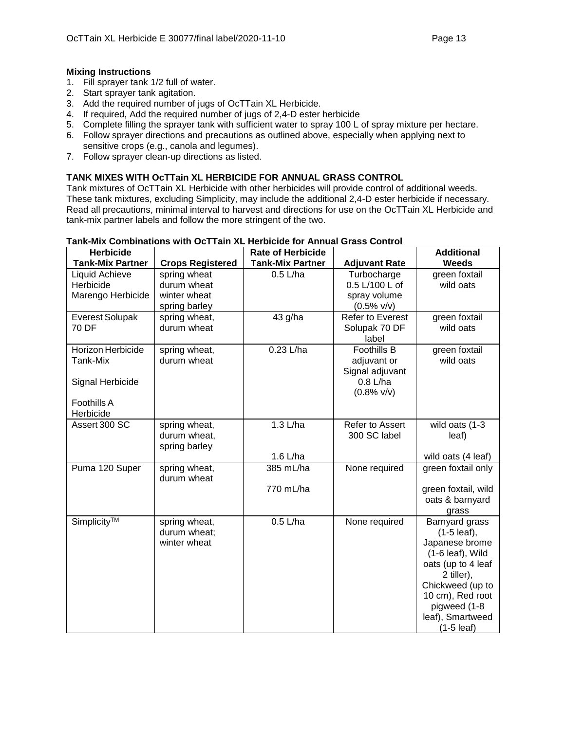**Mixing Instructions**

1. Fill sprayer tank 1/2 full of water.
2. Start sprayer tank agitation.
3. Add the required number of jugs of OcTTain XL Herbicide.
4. If required, Add the required number of jugs of 2,4-D ester herbicide
5. Complete filling the sprayer tank with sufficient water to spray 100 L of spray mixture per hectare.
6. Follow sprayer directions and precautions as outlined above, especially when applying next to sensitive crops (e.g., canola and legumes).
7. Follow sprayer clean-up directions as listed.

**TANK MIXES WITH OcTTain XL HERBICIDE FOR ANNUAL GRASS CONTROL**

Tank mixtures of OcTTain XL Herbicide with other herbicides will provide control of additional weeds. These tank mixtures, excluding Simplicity, may include the additional 2,4-D ester herbicide if necessary. Read all precautions, minimal interval to harvest and directions for use on the OcTTain XL Herbicide and tank-mix partner labels and follow the more stringent of the two.

**Tank-Mix Combinations with OcTTain XL Herbicide for Annual Grass Control**

| Herbicide Tank-Mix Partner | Crops Registered | Rate of Herbicide Tank-Mix Partner | Adjuvant Rate | Additional Weeds |
|---|---|---|---|---|
| Liquid Achieve Herbicide<br>Marengo Herbicide | spring wheat<br>durum wheat<br>winter wheat<br>spring barley | 0.5 L/ha | Turbocharge 0.5 L/100 L of spray volume (0.5% v/v) | green foxtail<br>wild oats |
| Everest Solupak 70 DF | spring wheat,<br>durum wheat | 43 g/ha | Refer to Everest Solupak 70 DF label | green foxtail<br>wild oats |
| Horizon Herbicide Tank-Mix<br><br>Signal Herbicide<br><br>Foothills A Herbicide | spring wheat,<br>durum wheat | 0.23 L/ha | Foothills B adjuvant or Signal adjuvant 0.8 L/ha (0.8% v/v) | green foxtail<br>wild oats |
| Assert 300 SC | spring wheat,<br>durum wheat,<br>spring barley | 1.3 L/ha<br><br>1.6 L/ha | Refer to Assert 300 SC label | wild oats (1-3 leaf)<br><br>wild oats (4 leaf) |
| Puma 120 Super | spring wheat,<br>durum wheat | 385 mL/ha<br><br>770 mL/ha | None required | green foxtail only<br><br>green foxtail, wild oats & barnyard grass |
| Simplicity™ | spring wheat,<br>durum wheat;<br>winter wheat | 0.5 L/ha | None required | Barnyard grass (1-5 leaf), Japanese brome (1-6 leaf), Wild oats (up to 4 leaf 2 tiller), Chickweed (up to 10 cm), Red root pigweed (1-8 leaf), Smartweed (1-5 leaf) |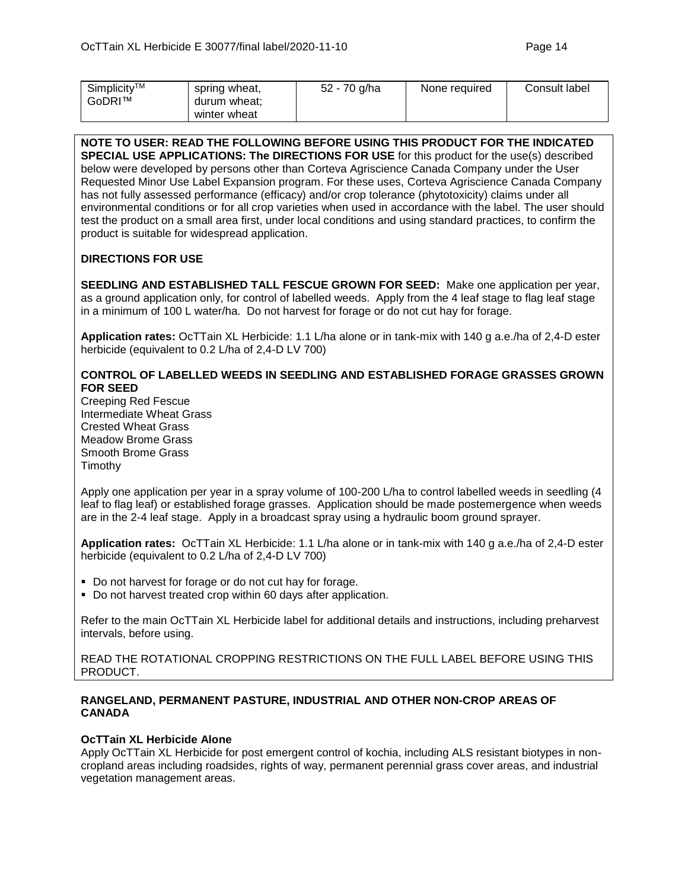| Simplicity™ GoDRI™ | spring wheat, durum wheat; winter wheat | 52 - 70 g/ha | None required | Consult label |
|---|---|---|---|---|

**NOTE TO USER: READ THE FOLLOWING BEFORE USING THIS PRODUCT FOR THE INDICATED SPECIAL USE APPLICATIONS: The DIRECTIONS FOR USE** for this product for the use(s) described below were developed by persons other than Corteva Agriscience Canada Company under the User Requested Minor Use Label Expansion program. For these uses, Corteva Agriscience Canada Company has not fully assessed performance (efficacy) and/or crop tolerance (phytotoxicity) claims under all environmental conditions or for all crop varieties when used in accordance with the label. The user should test the product on a small area first, under local conditions and using standard practices, to confirm the product is suitable for widespread application.

**DIRECTIONS FOR USE**

**SEEDLING AND ESTABLISHED TALL FESCUE GROWN FOR SEED:** Make one application per year, as a ground application only, for control of labelled weeds. Apply from the 4 leaf stage to flag leaf stage in a minimum of 100 L water/ha. Do not harvest for forage or do not cut hay for forage.

**Application rates:** OcTTain XL Herbicide: 1.1 L/ha alone or in tank-mix with 140 g a.e./ha of 2,4-D ester herbicide (equivalent to 0.2 L/ha of 2,4-D LV 700)

**CONTROL OF LABELLED WEEDS IN SEEDLING AND ESTABLISHED FORAGE GRASSES GROWN FOR SEED**

Creeping Red Fescue
Intermediate Wheat Grass
Crested Wheat Grass
Meadow Brome Grass
Smooth Brome Grass
Timothy

Apply one application per year in a spray volume of 100-200 L/ha to control labelled weeds in seedling (4 leaf to flag leaf) or established forage grasses. Application should be made postemergence when weeds are in the 2-4 leaf stage. Apply in a broadcast spray using a hydraulic boom ground sprayer.

**Application rates:** OcTTain XL Herbicide: 1.1 L/ha alone or in tank-mix with 140 g a.e./ha of 2,4-D ester herbicide (equivalent to 0.2 L/ha of 2,4-D LV 700)

- Do not harvest for forage or do not cut hay for forage.
- Do not harvest treated crop within 60 days after application.

Refer to the main OcTTain XL Herbicide label for additional details and instructions, including preharvest intervals, before using.

READ THE ROTATIONAL CROPPING RESTRICTIONS ON THE FULL LABEL BEFORE USING THIS PRODUCT.

**RANGELAND, PERMANENT PASTURE, INDUSTRIAL AND OTHER NON-CROP AREAS OF CANADA**

**OcTTain XL Herbicide Alone**

Apply OcTTain XL Herbicide for post emergent control of kochia, including ALS resistant biotypes in non-cropland areas including roadsides, rights of way, permanent perennial grass cover areas, and industrial vegetation management areas.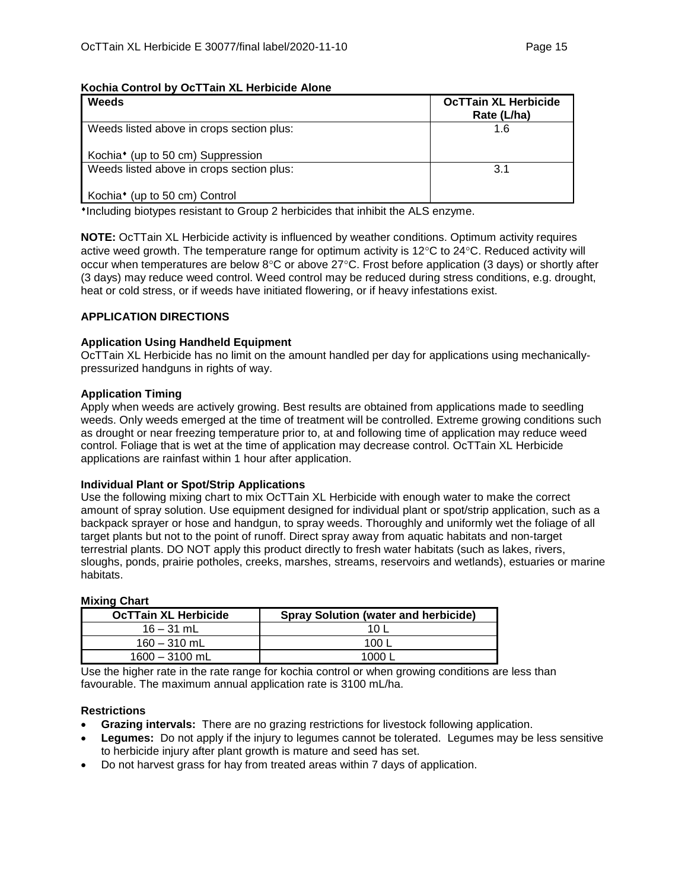**Kochia Control by OcTTain XL Herbicide Alone**

| Weeds | OcTTain XL Herbicide Rate (L/ha) |
|---|---|
| Weeds listed above in crops section plus:<br><br>Kochia♦ (up to 50 cm) Suppression | 1.6 |
| Weeds listed above in crops section plus:<br><br>Kochia♦ (up to 50 cm) Control | 3.1 |

♦Including biotypes resistant to Group 2 herbicides that inhibit the ALS enzyme.

**NOTE:** OcTTain XL Herbicide activity is influenced by weather conditions. Optimum activity requires active weed growth. The temperature range for optimum activity is 12°C to 24°C. Reduced activity will occur when temperatures are below 8°C or above 27°C. Frost before application (3 days) or shortly after (3 days) may reduce weed control. Weed control may be reduced during stress conditions, e.g. drought, heat or cold stress, or if weeds have initiated flowering, or if heavy infestations exist.

## APPLICATION DIRECTIONS

### Application Using Handheld Equipment

OcTTain XL Herbicide has no limit on the amount handled per day for applications using mechanically-pressurized handguns in rights of way.

### Application Timing

Apply when weeds are actively growing. Best results are obtained from applications made to seedling weeds. Only weeds emerged at the time of treatment will be controlled. Extreme growing conditions such as drought or near freezing temperature prior to, at and following time of application may reduce weed control. Foliage that is wet at the time of application may decrease control. OcTTain XL Herbicide applications are rainfast within 1 hour after application.

### Individual Plant or Spot/Strip Applications

Use the following mixing chart to mix OcTTain XL Herbicide with enough water to make the correct amount of spray solution. Use equipment designed for individual plant or spot/strip application, such as a backpack sprayer or hose and handgun, to spray weeds. Thoroughly and uniformly wet the foliage of all target plants but not to the point of runoff. Direct spray away from aquatic habitats and non-target terrestrial plants. DO NOT apply this product directly to fresh water habitats (such as lakes, rivers, sloughs, ponds, prairie potholes, creeks, marshes, streams, reservoirs and wetlands), estuaries or marine habitats.

**Mixing Chart**

| OcTTain XL Herbicide | Spray Solution (water and herbicide) |
|---|---|
| 16 – 31 mL | 10 L |
| 160 – 310 mL | 100 L |
| 1600 – 3100 mL | 1000 L |

Use the higher rate in the rate range for kochia control or when growing conditions are less than favourable. The maximum annual application rate is 3100 mL/ha.

### Restrictions

- **Grazing intervals:** There are no grazing restrictions for livestock following application.
- **Legumes:** Do not apply if the injury to legumes cannot be tolerated. Legumes may be less sensitive to herbicide injury after plant growth is mature and seed has set.
- Do not harvest grass for hay from treated areas within 7 days of application.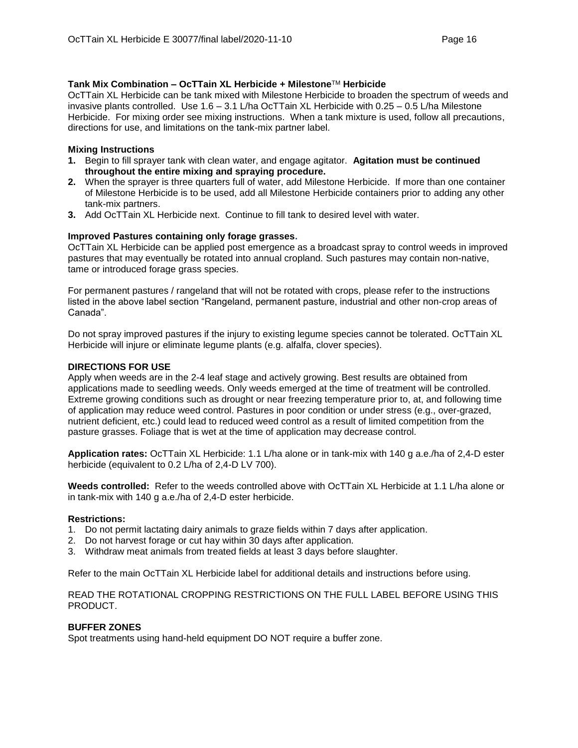**Tank Mix Combination – OcTTain XL Herbicide + Milestone™ Herbicide**

OcTTain XL Herbicide can be tank mixed with Milestone Herbicide to broaden the spectrum of weeds and invasive plants controlled. Use 1.6 – 3.1 L/ha OcTTain XL Herbicide with 0.25 – 0.5 L/ha Milestone Herbicide. For mixing order see mixing instructions. When a tank mixture is used, follow all precautions, directions for use, and limitations on the tank-mix partner label.

**Mixing Instructions**

1. Begin to fill sprayer tank with clean water, and engage agitator. **Agitation must be continued throughout the entire mixing and spraying procedure.**
2. When the sprayer is three quarters full of water, add Milestone Herbicide. If more than one container of Milestone Herbicide is to be used, add all Milestone Herbicide containers prior to adding any other tank-mix partners.
3. Add OcTTain XL Herbicide next. Continue to fill tank to desired level with water.

**Improved Pastures containing only forage grasses.**

OcTTain XL Herbicide can be applied post emergence as a broadcast spray to control weeds in improved pastures that may eventually be rotated into annual cropland. Such pastures may contain non-native, tame or introduced forage grass species.

For permanent pastures / rangeland that will not be rotated with crops, please refer to the instructions listed in the above label section "Rangeland, permanent pasture, industrial and other non-crop areas of Canada".

Do not spray improved pastures if the injury to existing legume species cannot be tolerated. OcTTain XL Herbicide will injure or eliminate legume plants (e.g. alfalfa, clover species).

**DIRECTIONS FOR USE**

Apply when weeds are in the 2-4 leaf stage and actively growing. Best results are obtained from applications made to seedling weeds. Only weeds emerged at the time of treatment will be controlled. Extreme growing conditions such as drought or near freezing temperature prior to, at, and following time of application may reduce weed control. Pastures in poor condition or under stress (e.g., over-grazed, nutrient deficient, etc.) could lead to reduced weed control as a result of limited competition from the pasture grasses. Foliage that is wet at the time of application may decrease control.

**Application rates:** OcTTain XL Herbicide: 1.1 L/ha alone or in tank-mix with 140 g a.e./ha of 2,4-D ester herbicide (equivalent to 0.2 L/ha of 2,4-D LV 700).

**Weeds controlled:** Refer to the weeds controlled above with OcTTain XL Herbicide at 1.1 L/ha alone or in tank-mix with 140 g a.e./ha of 2,4-D ester herbicide.

**Restrictions:**

1. Do not permit lactating dairy animals to graze fields within 7 days after application.
2. Do not harvest forage or cut hay within 30 days after application.
3. Withdraw meat animals from treated fields at least 3 days before slaughter.

Refer to the main OcTTain XL Herbicide label for additional details and instructions before using.

READ THE ROTATIONAL CROPPING RESTRICTIONS ON THE FULL LABEL BEFORE USING THIS PRODUCT.

**BUFFER ZONES**

Spot treatments using hand-held equipment DO NOT require a buffer zone.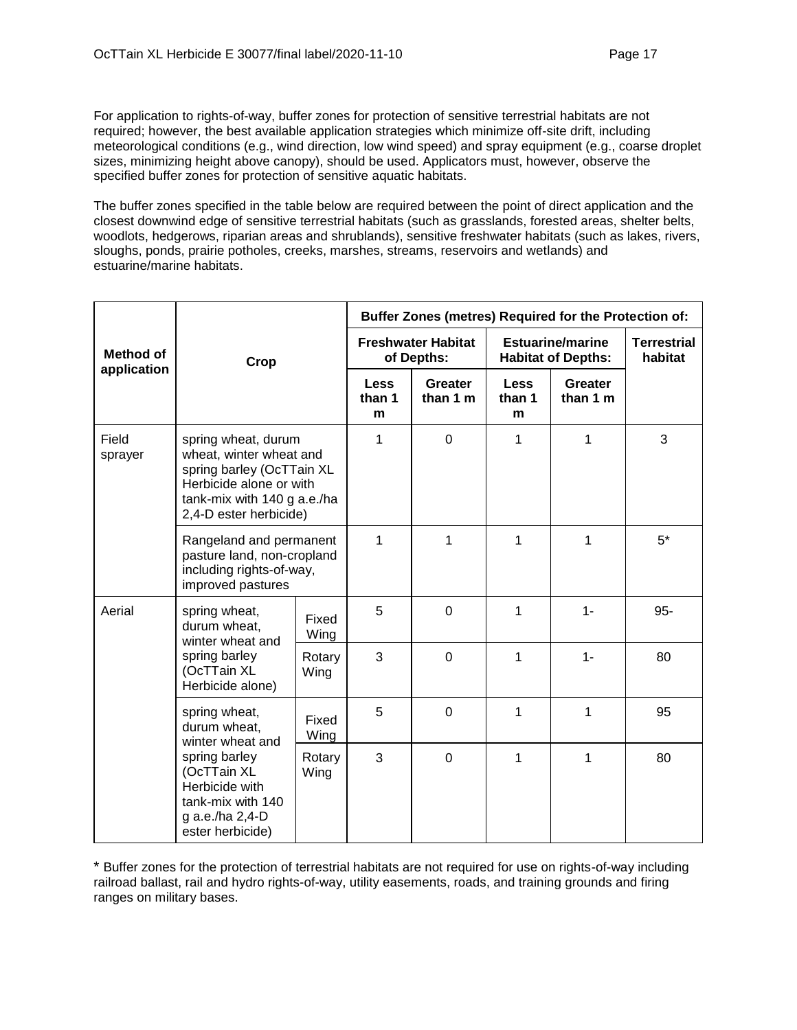For application to rights-of-way, buffer zones for protection of sensitive terrestrial habitats are not required; however, the best available application strategies which minimize off-site drift, including meteorological conditions (e.g., wind direction, low wind speed) and spray equipment (e.g., coarse droplet sizes, minimizing height above canopy), should be used. Applicators must, however, observe the specified buffer zones for protection of sensitive aquatic habitats.

The buffer zones specified in the table below are required between the point of direct application and the closest downwind edge of sensitive terrestrial habitats (such as grasslands, forested areas, shelter belts, woodlots, hedgerows, riparian areas and shrublands), sensitive freshwater habitats (such as lakes, rivers, sloughs, ponds, prairie potholes, creeks, marshes, streams, reservoirs and wetlands) and estuarine/marine habitats.

| Method of application | Crop | | Buffer Zones (metres) Required for the Protection of: | | | | |
|---|---|---|---|---|---|---|---|
| | | | Freshwater Habitat of Depths: | | Estuarine/marine Habitat of Depths: | | Terrestrial habitat |
| | | | Less than 1 m | Greater than 1 m | Less than 1 m | Greater than 1 m | |
| Field sprayer | spring wheat, durum wheat, winter wheat and spring barley (OcTTain XL Herbicide alone or with tank-mix with 140 g a.e./ha 2,4-D ester herbicide) | | 1 | 0 | 1 | 1 | 3 |
| | Rangeland and permanent pasture land, non-cropland including rights-of-way, improved pastures | | 1 | 1 | 1 | 1 | 5* |
| Aerial | spring wheat, durum wheat, winter wheat and spring barley (OcTTain XL Herbicide alone) | Fixed Wing | 5 | 0 | 1 | 1- | 95- |
| | | Rotary Wing | 3 | 0 | 1 | 1- | 80 |
| | spring wheat, durum wheat, winter wheat and spring barley (OcTTain XL Herbicide with tank-mix with 140 g a.e./ha 2,4-D ester herbicide) | Fixed Wing | 5 | 0 | 1 | 1 | 95 |
| | | Rotary Wing | 3 | 0 | 1 | 1 | 80 |

\* Buffer zones for the protection of terrestrial habitats are not required for use on rights-of-way including railroad ballast, rail and hydro rights-of-way, utility easements, roads, and training grounds and firing ranges on military bases.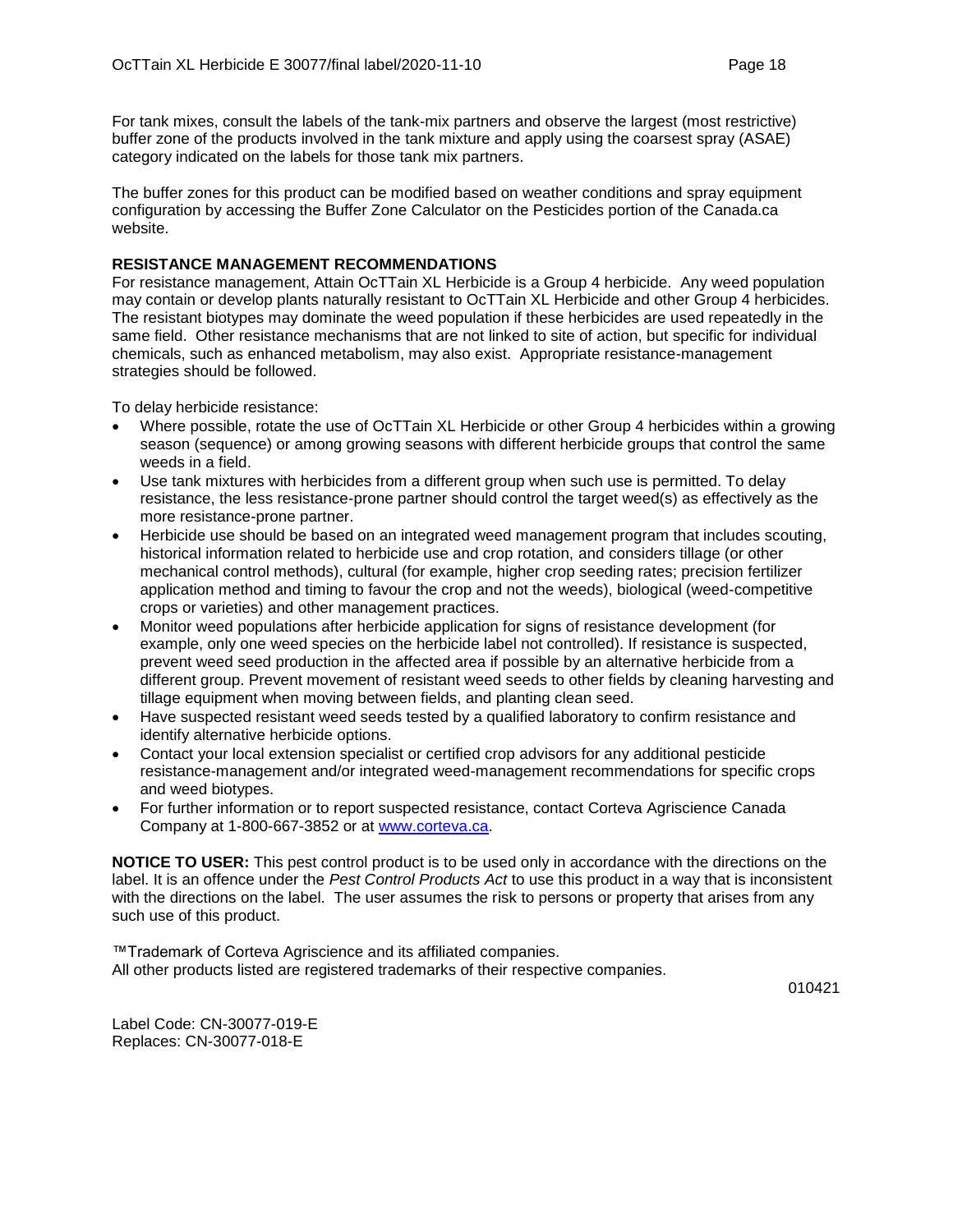For tank mixes, consult the labels of the tank-mix partners and observe the largest (most restrictive) buffer zone of the products involved in the tank mixture and apply using the coarsest spray (ASAE) category indicated on the labels for those tank mix partners.

The buffer zones for this product can be modified based on weather conditions and spray equipment configuration by accessing the Buffer Zone Calculator on the Pesticides portion of the Canada.ca website.

**RESISTANCE MANAGEMENT RECOMMENDATIONS**

For resistance management, Attain OcTTain XL Herbicide is a Group 4 herbicide. Any weed population may contain or develop plants naturally resistant to OcTTain XL Herbicide and other Group 4 herbicides. The resistant biotypes may dominate the weed population if these herbicides are used repeatedly in the same field. Other resistance mechanisms that are not linked to site of action, but specific for individual chemicals, such as enhanced metabolism, may also exist. Appropriate resistance-management strategies should be followed.

To delay herbicide resistance:

- Where possible, rotate the use of OcTTain XL Herbicide or other Group 4 herbicides within a growing season (sequence) or among growing seasons with different herbicide groups that control the same weeds in a field.
- Use tank mixtures with herbicides from a different group when such use is permitted. To delay resistance, the less resistance-prone partner should control the target weed(s) as effectively as the more resistance-prone partner.
- Herbicide use should be based on an integrated weed management program that includes scouting, historical information related to herbicide use and crop rotation, and considers tillage (or other mechanical control methods), cultural (for example, higher crop seeding rates; precision fertilizer application method and timing to favour the crop and not the weeds), biological (weed-competitive crops or varieties) and other management practices.
- Monitor weed populations after herbicide application for signs of resistance development (for example, only one weed species on the herbicide label not controlled). If resistance is suspected, prevent weed seed production in the affected area if possible by an alternative herbicide from a different group. Prevent movement of resistant weed seeds to other fields by cleaning harvesting and tillage equipment when moving between fields, and planting clean seed.
- Have suspected resistant weed seeds tested by a qualified laboratory to confirm resistance and identify alternative herbicide options.
- Contact your local extension specialist or certified crop advisors for any additional pesticide resistance-management and/or integrated weed-management recommendations for specific crops and weed biotypes.
- For further information or to report suspected resistance, contact Corteva Agriscience Canada Company at 1-800-667-3852 or at www.corteva.ca.

**NOTICE TO USER:** This pest control product is to be used only in accordance with the directions on the label. It is an offence under the *Pest Control Products Act* to use this product in a way that is inconsistent with the directions on the label. The user assumes the risk to persons or property that arises from any such use of this product.

™Trademark of Corteva Agriscience and its affiliated companies.
All other products listed are registered trademarks of their respective companies.

010421

Label Code: CN-30077-019-E
Replaces: CN-30077-018-E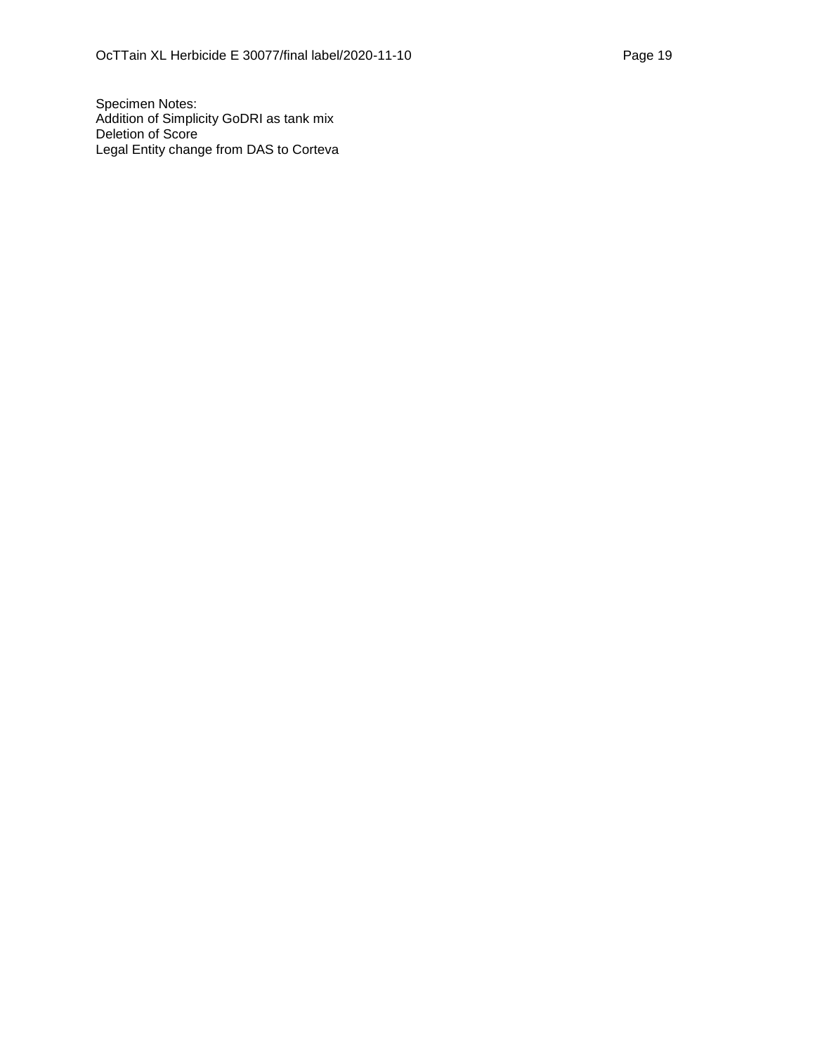Specimen Notes:
Addition of Simplicity GoDRI as tank mix
Deletion of Score
Legal Entity change from DAS to Corteva